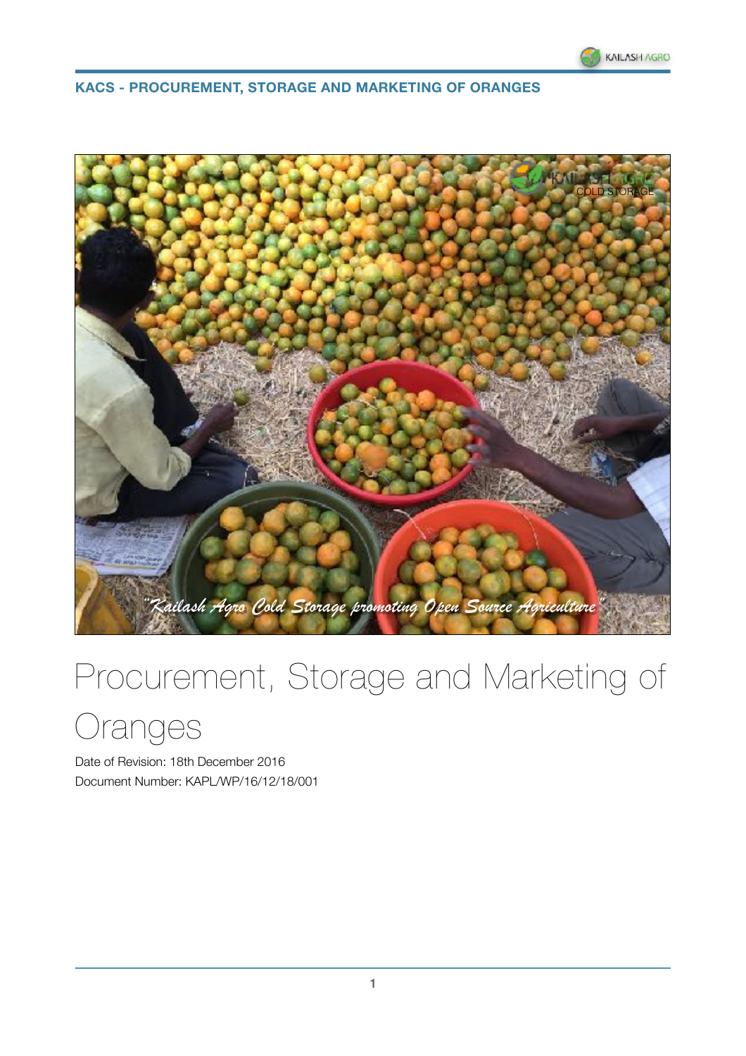# Procurement, Storage and Marketing of Oranges

Date of Revision: 18th December 2016

Document Number: KAPL/WP/16/12/18/001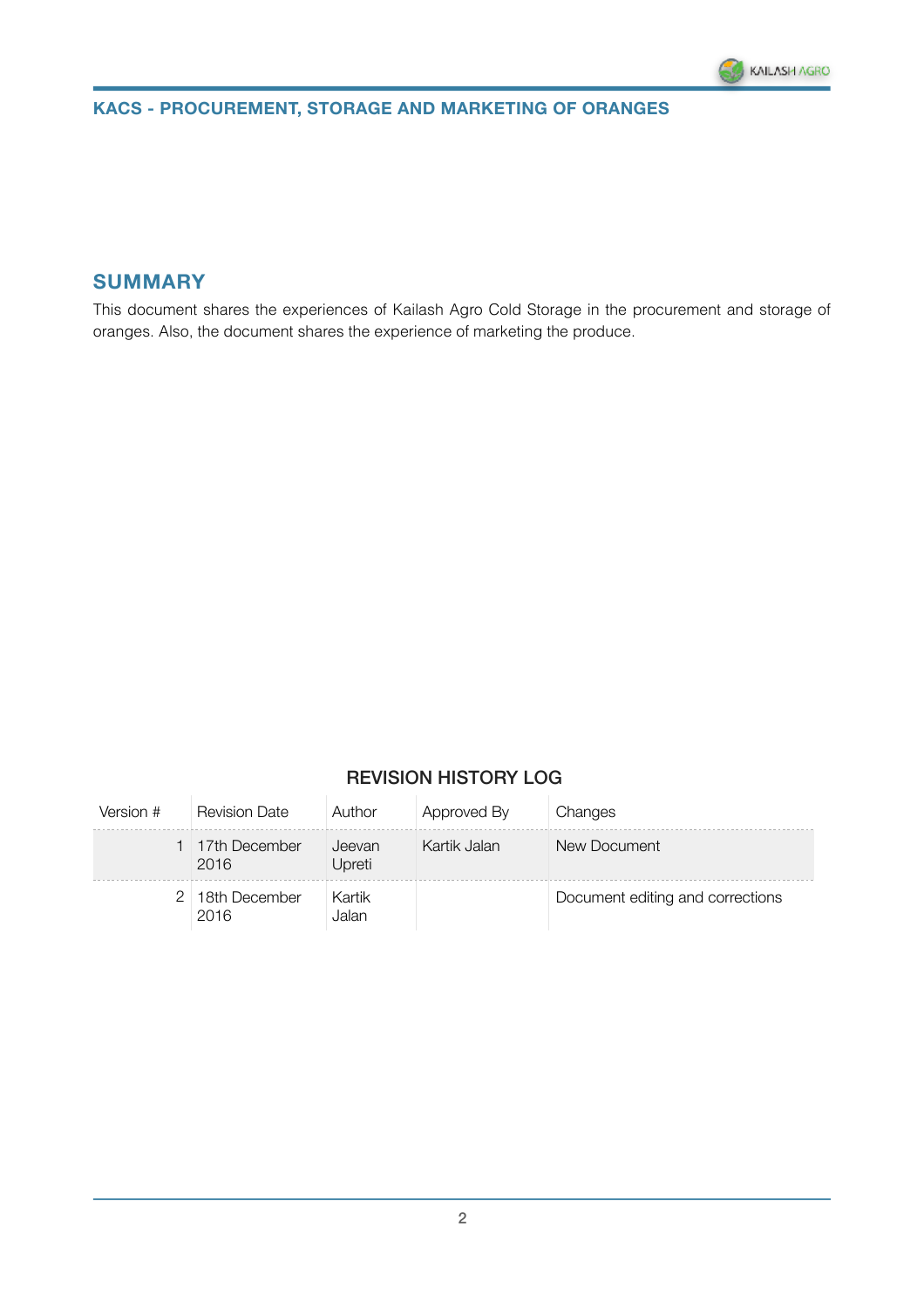## SUMMARY

This document shares the experiences of Kailash Agro Cold Storage in the procurement and storage of oranges. Also, the document shares the experience of marketing the produce.

### REVISION HISTORY LOG

| Version # | Revision Date | Author | Approved By | Changes |
|---|---|---|---|---|
| 1 | 17th December 2016 | Jeevan Upreti | Kartik Jalan | New Document |
| 2 | 18th December 2016 | Kartik Jalan | | Document editing and corrections |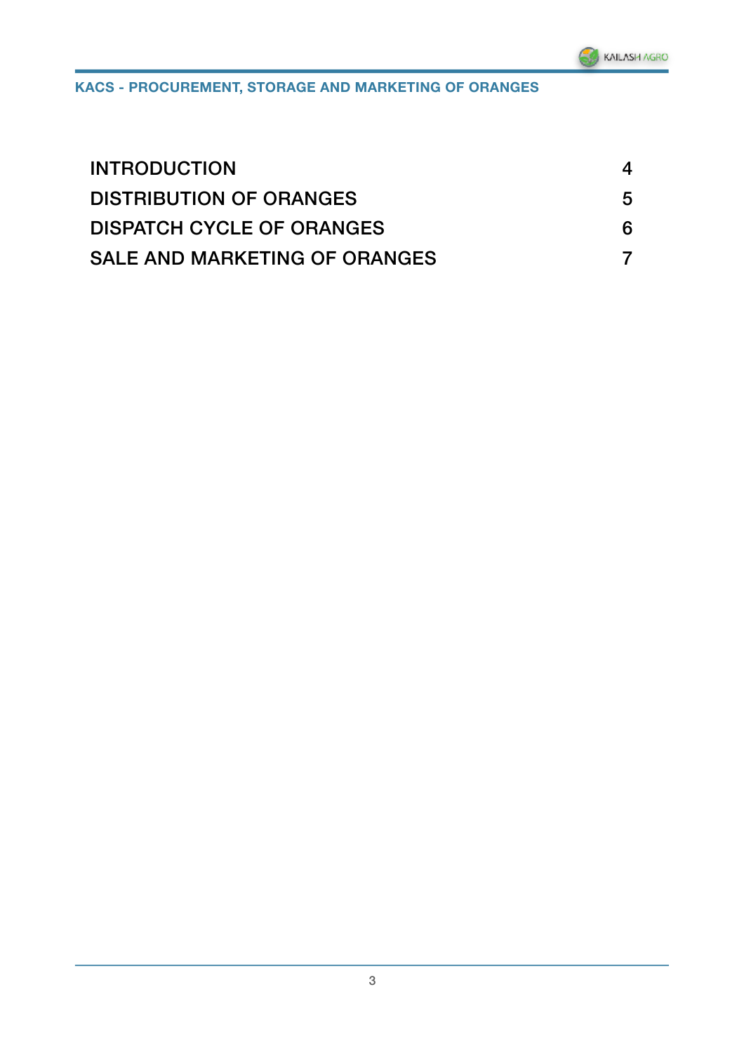| | |
|---|---|
| INTRODUCTION | 4 |
| DISTRIBUTION OF ORANGES | 5 |
| DISPATCH CYCLE OF ORANGES | 6 |
| SALE AND MARKETING OF ORANGES | 7 |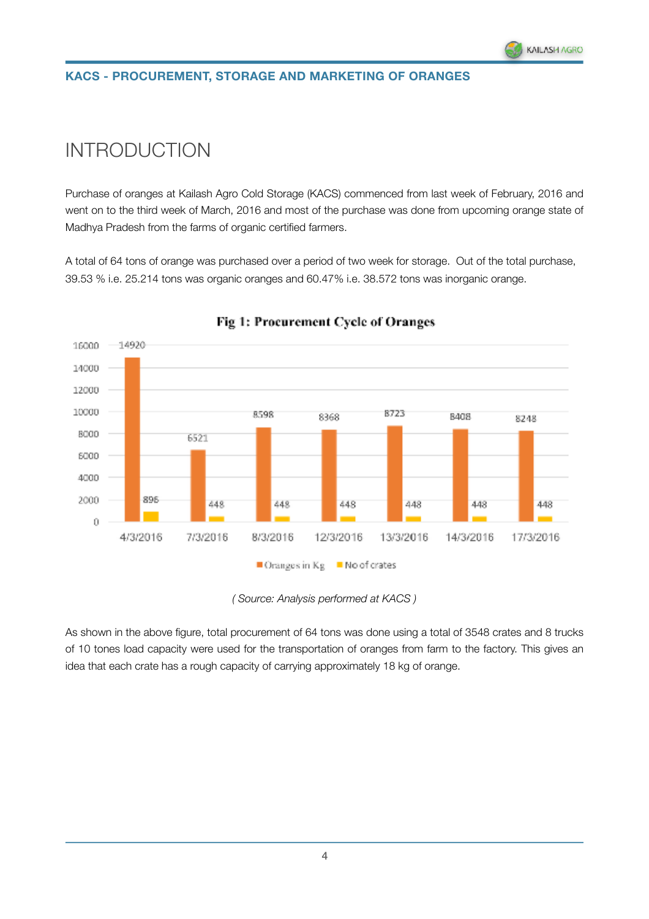# INTRODUCTION

Purchase of oranges at Kailash Agro Cold Storage (KACS) commenced from last week of February, 2016 and went on to the third week of March, 2016 and most of the purchase was done from upcoming orange state of Madhya Pradesh from the farms of organic certified farmers.

A total of 64 tons of orange was purchased over a period of two week for storage. Out of the total purchase, 39.53 % i.e. 25.214 tons was organic oranges and 60.47% i.e. 38.572 tons was inorganic orange.

**Fig 1: Procurement Cycle of Oranges**

| Date | Oranges in Kg | No of crates |
|---|---|---|
| 4/3/2016 | 14920 | 896 |
| 7/3/2016 | 6521 | 448 |
| 8/3/2016 | 8598 | 448 |
| 12/3/2016 | 8368 | 448 |
| 13/3/2016 | 8723 | 448 |
| 14/3/2016 | 8408 | 448 |
| 17/3/2016 | 8248 | 448 |

*( Source: Analysis performed at KACS )*

As shown in the above figure, total procurement of 64 tons was done using a total of 3548 crates and 8 trucks of 10 tones load capacity were used for the transportation of oranges from farm to the factory. This gives an idea that each crate has a rough capacity of carrying approximately 18 kg of orange.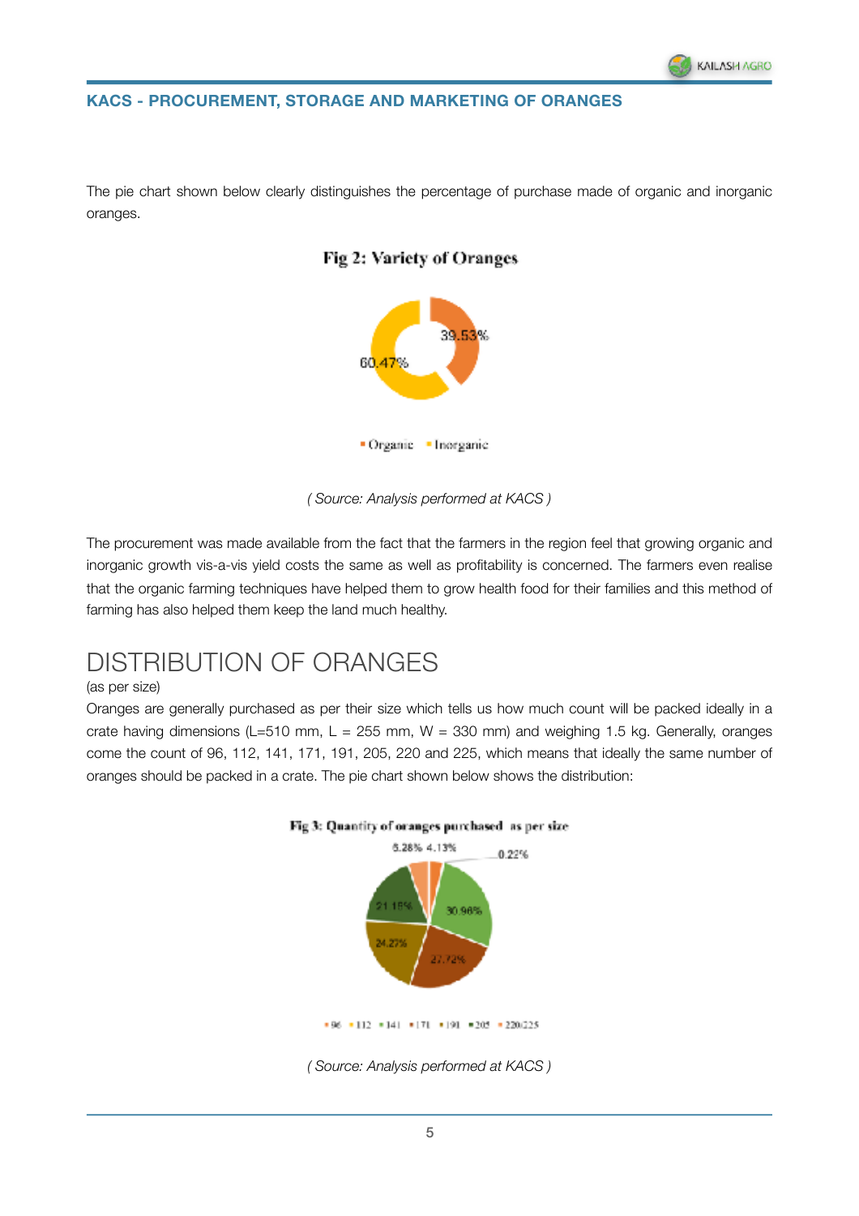The pie chart shown below clearly distinguishes the percentage of purchase made of organic and inorganic oranges.

**Fig 2: Variety of Oranges**

39.53%

60.47%

▪ Organic ▪ Inorganic

*( Source: Analysis performed at KACS )*

The procurement was made available from the fact that the farmers in the region feel that growing organic and inorganic growth vis-a-vis yield costs the same as well as profitability is concerned. The farmers even realise that the organic farming techniques have helped them to grow health food for their families and this method of farming has also helped them keep the land much healthy.

# DISTRIBUTION OF ORANGES

(as per size)

Oranges are generally purchased as per their size which tells us how much count will be packed ideally in a crate having dimensions (L=510 mm, L = 255 mm, W = 330 mm) and weighing 1.5 kg. Generally, oranges come the count of 96, 112, 141, 171, 191, 205, 220 and 225, which means that ideally the same number of oranges should be packed in a crate. The pie chart shown below shows the distribution:

**Fig 3: Quantity of oranges purchased as per size**

5.28% 4.13% 0.22% 30.96% 27.72% 24.27% 21.15%

▪ 96 ▪ 112 ▪ 141 ▪ 171 ▪ 191 ▪ 205 ▪ 220/225

*( Source: Analysis performed at KACS )*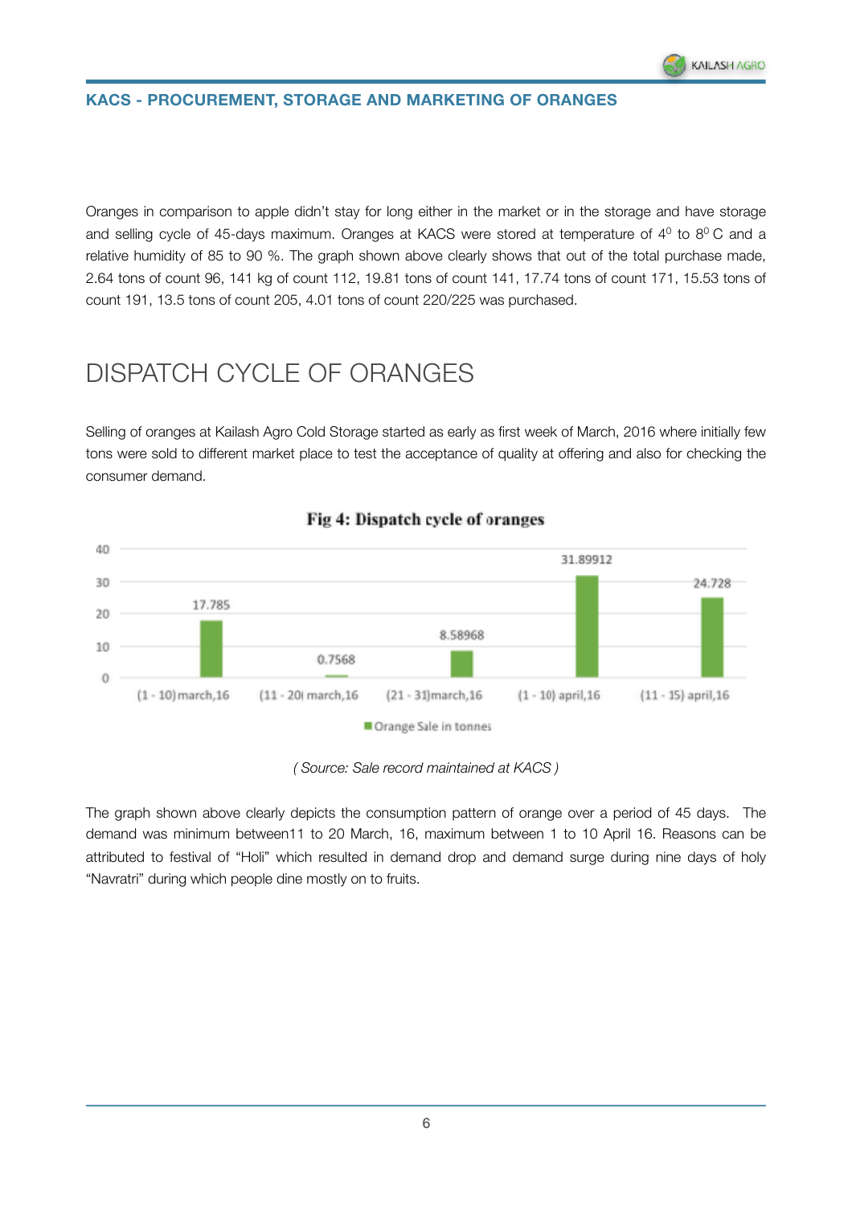Oranges in comparison to apple didn't stay for long either in the market or in the storage and have storage and selling cycle of 45-days maximum. Oranges at KACS were stored at temperature of $4^0$ to $8^0$ C and a relative humidity of 85 to 90 %. The graph shown above clearly shows that out of the total purchase made, 2.64 tons of count 96, 141 kg of count 112, 19.81 tons of count 141, 17.74 tons of count 171, 15.53 tons of count 191, 13.5 tons of count 205, 4.01 tons of count 220/225 was purchased.

# DISPATCH CYCLE OF ORANGES

Selling of oranges at Kailash Agro Cold Storage started as early as first week of March, 2016 where initially few tons were sold to different market place to test the acceptance of quality at offering and also for checking the consumer demand.

**Fig 4: Dispatch cycle of oranges**

| Period | Orange Sale in tonnes |
|---|---|
| (1 - 10) march,16 | 17.785 |
| (11 - 20) march,16 | 0.7568 |
| (21 - 31)march,16 | 8.58968 |
| (1 - 10) april,16 | 31.89912 |
| (11 - 15) april,16 | 24.728 |

*( Source: Sale record maintained at KACS )*

The graph shown above clearly depicts the consumption pattern of orange over a period of 45 days. The demand was minimum between11 to 20 March, 16, maximum between 1 to 10 April 16. Reasons can be attributed to festival of "Holi" which resulted in demand drop and demand surge during nine days of holy "Navratri" during which people dine mostly on to fruits.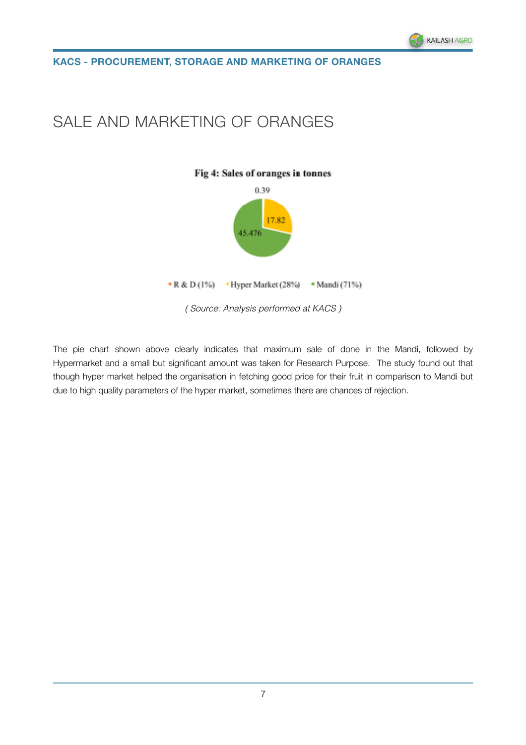# SALE AND MARKETING OF ORANGES

**Fig 4: Sales of oranges in tonnes**

0.39

17.82

45.476

R & D (1%) Hyper Market (28%) Mandi (71%)

*( Source: Analysis performed at KACS )*

The pie chart shown above clearly indicates that maximum sale of done in the Mandi, followed by Hypermarket and a small but significant amount was taken for Research Purpose. The study found out that though hyper market helped the organisation in fetching good price for their fruit in comparison to Mandi but due to high quality parameters of the hyper market, sometimes there are chances of rejection.